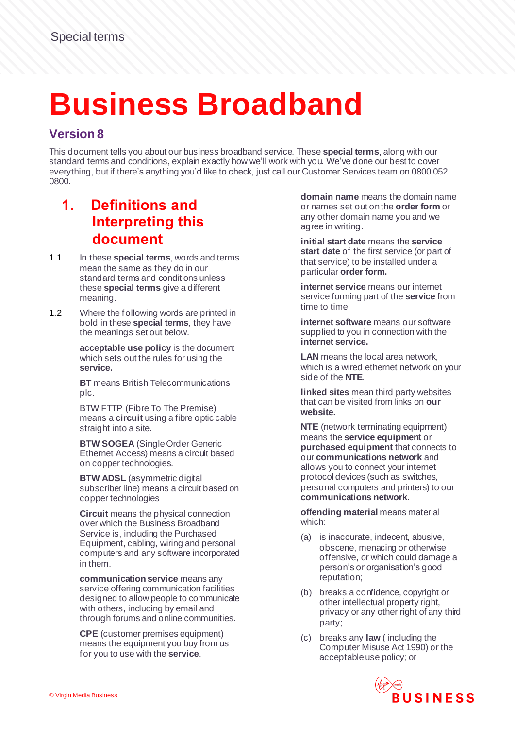Special terms

# Business Broadband

## Version 8

This document tells you about our business broadband service. These **special terms**, along with our standard terms and conditions, explain exactly how we'll work with you. We've done our best to cover everything, but if there's anything you'd like to check, just call our Customer Services team on 0800 052 0800.

## 1. Definitions and Interpreting this document

1.1 In these **special terms**, words and terms mean the same as they do in our standard terms and conditions unless these **special terms** give a different meaning.

1.2 Where the following words are printed in bold in these **special terms**, they have the meanings set out below.

**acceptable use policy** is the document which sets out the rules for using the **service.**

**BT** means British Telecommunications plc.

BTW FTTP (Fibre To The Premise) means a **circuit** using a fibre optic cable straight into a site.

**BTW SOGEA** (Single Order Generic Ethernet Access) means a circuit based on copper technologies.

**BTW ADSL** (asymmetric digital subscriber line) means a circuit based on copper technologies

**Circuit** means the physical connection over which the Business Broadband Service is, including the Purchased Equipment, cabling, wiring and personal computers and any software incorporated in them.

**communication service** means any service offering communication facilities designed to allow people to communicate with others, including by email and through forums and online communities.

**CPE** (customer premises equipment) means the equipment you buy from us for you to use with the **service**.

**domain name** means the domain name or names set out on the **order form** or any other domain name you and we agree in writing.

**initial start date** means the **service start date** of the first service (or part of that service) to be installed under a particular **order form.**

**internet service** means our internet service forming part of the **service** from time to time.

**internet software** means our software supplied to you in connection with the **internet service.**

**LAN** means the local area network, which is a wired ethernet network on your side of the **NTE**.

**linked sites** mean third party websites that can be visited from links on **our website.**

**NTE** (network terminating equipment) means the **service equipment** or **purchased equipment** that connects to our **communications network** and allows you to connect your internet protocol devices (such as switches, personal computers and printers) to our **communications network.**

**offending material** means material which:

(a) is inaccurate, indecent, abusive, obscene, menacing or otherwise offensive, or which could damage a person's or organisation's good reputation;

(b) breaks a confidence, copyright or other intellectual property right, privacy or any other right of any third party;

(c) breaks any **law** ( including the Computer Misuse Act 1990) or the acceptable use policy; or

© Virgin Media Business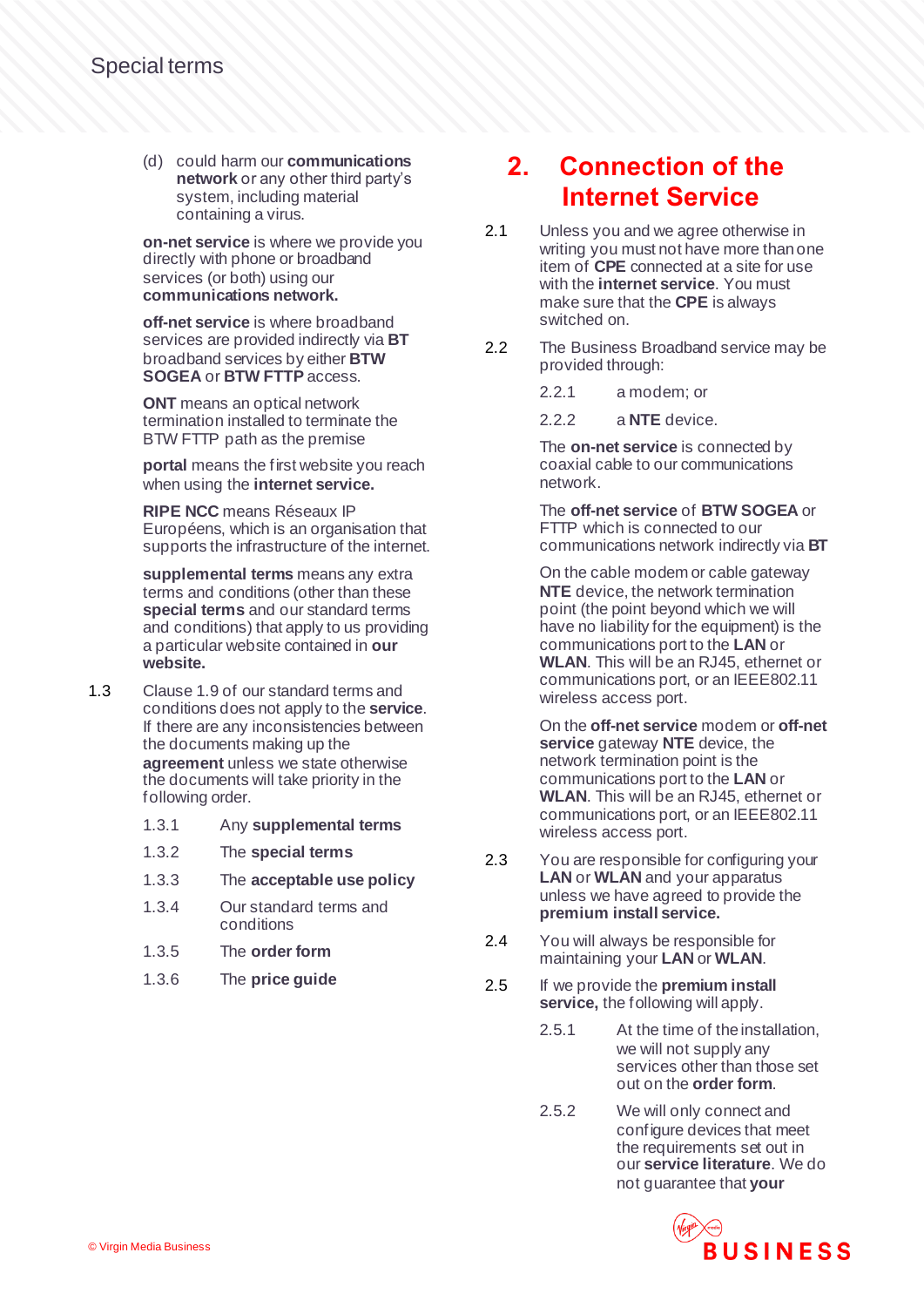(d) could harm our **communications network** or any other third party's system, including material containing a virus.

**on-net service** is where we provide you directly with phone or broadband services (or both) using our **communications network.**

**off-net service** is where broadband services are provided indirectly via **BT** broadband services by either **BTW SOGEA** or **BTW FFTP** access.

**ONT** means an optical network termination installed to terminate the BTW FFTP path as the premise

**portal** means the first website you reach when using the **internet service.**

**RIPE NCC** means Réseaux IP Européens, which is an organisation that supports the infrastructure of the internet.

**supplemental terms** means any extra terms and conditions (other than these **special terms** and our standard terms and conditions) that apply to us providing a particular website contained in **our website.**

1.3 Clause 1.9 of our standard terms and conditions does not apply to the **service**. If there are any inconsistencies between the documents making up the **agreement** unless we state otherwise the documents will take priority in the following order.

1.3.1 Any **supplemental terms**

1.3.2 The **special terms**

1.3.3 The **acceptable use policy**

1.3.4 Our standard terms and conditions

1.3.5 The **order form**

1.3.6 The **price guide**

# 2. Connection of the Internet Service

2.1 Unless you and we agree otherwise in writing you must not have more than one item of **CPE** connected at a site for use with the **internet service**. You must make sure that the **CPE** is always switched on.

2.2 The Business Broadband service may be provided through:

2.2.1 a modem; or

2.2.2 a **NTE** device.

The **on-net service** is connected by coaxial cable to our communications network.

The **off-net service** of **BTW SOGEA** or FTTP which is connected to our communications network indirectly via **BT**

On the cable modem or cable gateway **NTE** device, the network termination point (the point beyond which we will have no liability for the equipment) is the communications port to the **LAN** or **WLAN**. This will be an RJ45, ethernet or communications port, or an IEEE802.11 wireless access port.

On the **off-net service** modem or **off-net service** gateway **NTE** device, the network termination point is the communications port to the **LAN** or **WLAN**. This will be an RJ45, ethernet or communications port, or an IEEE802.11 wireless access port.

2.3 You are responsible for configuring your **LAN** or **WLAN** and your apparatus unless we have agreed to provide the **premium install service.**

2.4 You will always be responsible for maintaining your **LAN** or **WLAN**.

2.5 If we provide the **premium install service,** the following will apply.

2.5.1 At the time of the installation, we will not supply any services other than those set out on the **order form**.

2.5.2 We will only connect and configure devices that meet the requirements set out in our **service literature**. We do not guarantee that **your**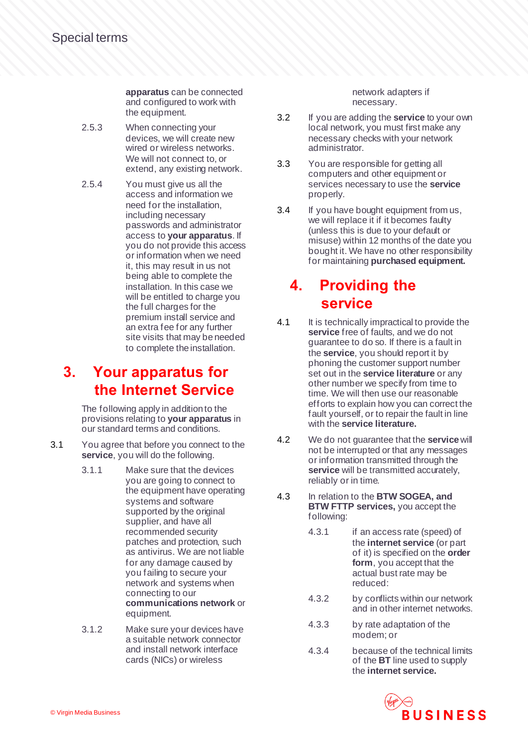**apparatus** can be connected and configured to work with the equipment.

2.5.3 When connecting your devices, we will create new wired or wireless networks. We will not connect to, or extend, any existing network.

2.5.4 You must give us all the access and information we need for the installation, including necessary passwords and administrator access to **your apparatus**. If you do not provide this access or information when we need it, this may result in us not being able to complete the installation. In this case we will be entitled to charge you the full charges for the premium install service and an extra fee for any further site visits that may be needed to complete the installation.

## 3. Your apparatus for the Internet Service

The following apply in addition to the provisions relating to **your apparatus** in our standard terms and conditions.

3.1 You agree that before you connect to the **service**, you will do the following.

3.1.1 Make sure that the devices you are going to connect to the equipment have operating systems and software supported by the original supplier, and have all recommended security patches and protection, such as antivirus. We are not liable for any damage caused by you failing to secure your network and systems when connecting to our **communications network** or equipment.

3.1.2 Make sure your devices have a suitable network connector and install network interface cards (NICs) or wireless network adapters if necessary.

3.2 If you are adding the **service** to your own local network, you must first make any necessary checks with your network administrator.

3.3 You are responsible for getting all computers and other equipment or services necessary to use the **service** properly.

3.4 If you have bought equipment from us, we will replace it if it becomes faulty (unless this is due to your default or misuse) within 12 months of the date you bought it. We have no other responsibility for maintaining **purchased equipment.**

## 4. Providing the service

4.1 It is technically impractical to provide the **service** free of faults, and we do not guarantee to do so. If there is a fault in the **service**, you should report it by phoning the customer support number set out in the **service literature** or any other number we specify from time to time. We will then use our reasonable efforts to explain how you can correct the fault yourself, or to repair the fault in line with the **service literature.**

4.2 We do not guarantee that the **service** will not be interrupted or that any messages or information transmitted through the **service** will be transmitted accurately, reliably or in time.

4.3 In relation to the **BTW SOGEA, and BTW FTTP services,** you accept the following:

4.3.1 if an access rate (speed) of the **internet service** (or part of it) is specified on the **order form**, you accept that the actual bust rate may be reduced:

4.3.2 by conflicts within our network and in other internet networks.

4.3.3 by rate adaptation of the modem; or

4.3.4 because of the technical limits of the **BT** line used to supply the **internet service.**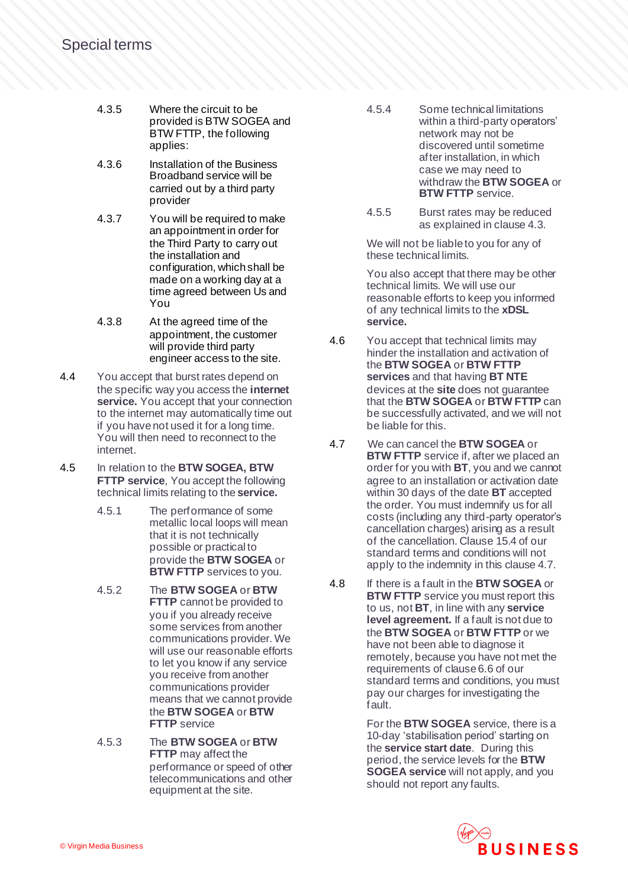4.3.5 Where the circuit to be provided is BTW SOGEA and BTW FTTP, the following applies:

4.3.6 Installation of the Business Broadband service will be carried out by a third party provider

4.3.7 You will be required to make an appointment in order for the Third Party to carry out the installation and configuration, which shall be made on a working day at a time agreed between Us and You

4.3.8 At the agreed time of the appointment, the customer will provide third party engineer access to the site.

4.4 You accept that burst rates depend on the specific way you access the **internet service.** You accept that your connection to the internet may automatically time out if you have not used it for a long time. You will then need to reconnect to the internet.

4.5 In relation to the **BTW SOGEA, BTW FTTP service**, You accept the following technical limits relating to the **service.**

4.5.1 The performance of some metallic local loops will mean that it is not technically possible or practical to provide the **BTW SOGEA** or **BTW FTTP** services to you.

4.5.2 The **BTW SOGEA** or **BTW FTTP** cannot be provided to you if you already receive some services from another communications provider. We will use our reasonable efforts to let you know if any service you receive from another communications provider means that we cannot provide the **BTW SOGEA** or **BTW FTTP** service

4.5.3 The **BTW SOGEA** or **BTW FTTP** may affect the performance or speed of other telecommunications and other equipment at the site.

4.5.4 Some technical limitations within a third-party operators' network may not be discovered until sometime after installation, in which case we may need to withdraw the **BTW SOGEA** or **BTW FTTP** service.

4.5.5 Burst rates may be reduced as explained in clause 4.3.

We will not be liable to you for any of these technical limits.

You also accept that there may be other technical limits. We will use our reasonable efforts to keep you informed of any technical limits to the **xDSL service.**

4.6 You accept that technical limits may hinder the installation and activation of the **BTW SOGEA** or **BTW FTTP services** and that having **BT NTE** devices at the **site** does not guarantee that the **BTW SOGEA** or **BTW FTTP** can be successfully activated, and we will not be liable for this.

4.7 We can cancel the **BTW SOGEA** or **BTW FTTP** service if, after we placed an order for you with **BT**, you and we cannot agree to an installation or activation date within 30 days of the date **BT** accepted the order. You must indemnify us for all costs (including any third-party operator's cancellation charges) arising as a result of the cancellation. Clause 15.4 of our standard terms and conditions will not apply to the indemnity in this clause 4.7.

4.8 If there is a fault in the **BTW SOGEA** or **BTW FTTP** service you must report this to us, not **BT**, in line with any **service level agreement.** If a fault is not due to the **BTW SOGEA** or **BTW FTTP** or we have not been able to diagnose it remotely, because you have not met the requirements of clause 6.6 of our standard terms and conditions, you must pay our charges for investigating the fault.

For the **BTW SOGEA** service, there is a 10-day 'stabilisation period' starting on the **service start date**. During this period, the service levels for the **BTW SOGEA service** will not apply, and you should not report any faults.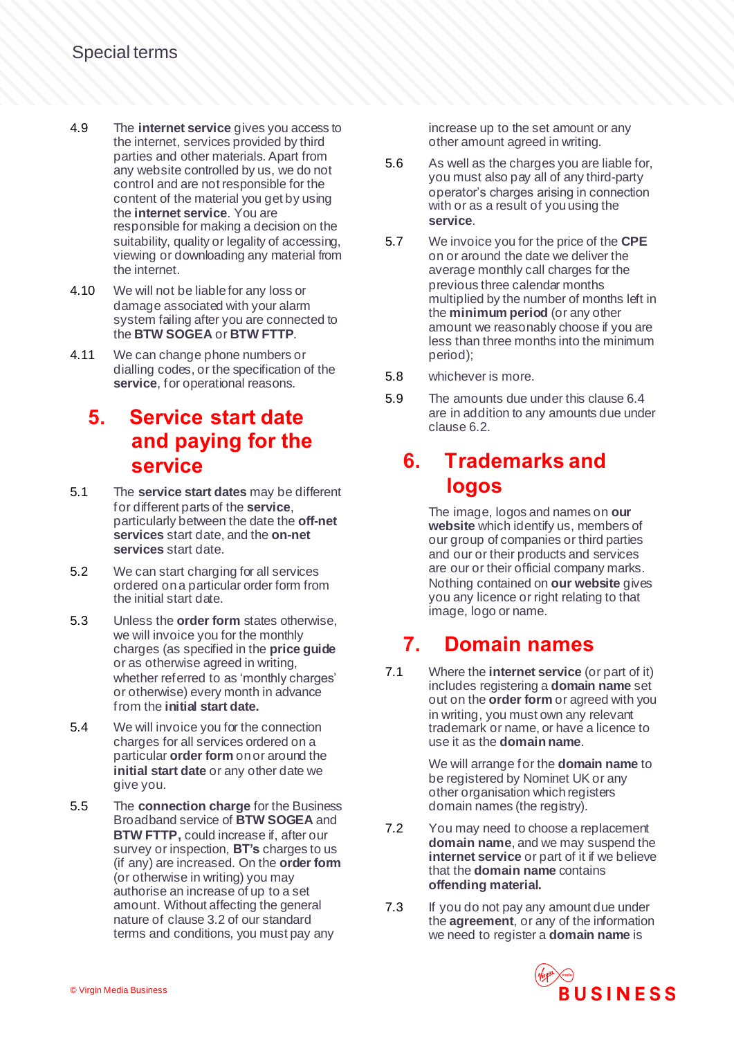4.9 The **internet service** gives you access to the internet, services provided by third parties and other materials. Apart from any website controlled by us, we do not control and are not responsible for the content of the material you get by using the **internet service**. You are responsible for making a decision on the suitability, quality or legality of accessing, viewing or downloading any material from the internet.

4.10 We will not be liable for any loss or damage associated with your alarm system failing after you are connected to the **BTW SOGEA** or **BTW FTTP**.

4.11 We can change phone numbers or dialling codes, or the specification of the **service**, for operational reasons.

## 5. Service start date and paying for the service

5.1 The **service start dates** may be different for different parts of the **service**, particularly between the date the **off-net services** start date, and the **on-net services** start date.

5.2 We can start charging for all services ordered on a particular order form from the initial start date.

5.3 Unless the **order form** states otherwise, we will invoice you for the monthly charges (as specified in the **price guide** or as otherwise agreed in writing, whether referred to as 'monthly charges' or otherwise) every month in advance from the **initial start date.**

5.4 We will invoice you for the connection charges for all services ordered on a particular **order form** on or around the **initial start date** or any other date we give you.

5.5 The **connection charge** for the Business Broadband service of **BTW SOGEA** and **BTW FTTP,** could increase if, after our survey or inspection, **BT's** charges to us (if any) are increased. On the **order form** (or otherwise in writing) you may authorise an increase of up to a set amount. Without affecting the general nature of clause 3.2 of our standard terms and conditions, you must pay any increase up to the set amount or any other amount agreed in writing.

5.6 As well as the charges you are liable for, you must also pay all of any third-party operator's charges arising in connection with or as a result of you using the **service**.

5.7 We invoice you for the price of the **CPE** on or around the date we deliver the average monthly call charges for the previous three calendar months multiplied by the number of months left in the **minimum period** (or any other amount we reasonably choose if you are less than three months into the minimum period);

5.8 whichever is more.

5.9 The amounts due under this clause 6.4 are in addition to any amounts due under clause 6.2.

## 6. Trademarks and logos

The image, logos and names on **our website** which identify us, members of our group of companies or third parties and our or their products and services are our or their official company marks. Nothing contained on **our website** gives you any licence or right relating to that image, logo or name.

## 7. Domain names

7.1 Where the **internet service** (or part of it) includes registering a **domain name** set out on the **order form** or agreed with you in writing, you must own any relevant trademark or name, or have a licence to use it as the **domain name**.

We will arrange for the **domain name** to be registered by Nominet UK or any other organisation which registers domain names (the registry).

7.2 You may need to choose a replacement **domain name**, and we may suspend the **internet service** or part of it if we believe that the **domain name** contains **offending material.**

7.3 If you do not pay any amount due under the **agreement**, or any of the information we need to register a **domain name** is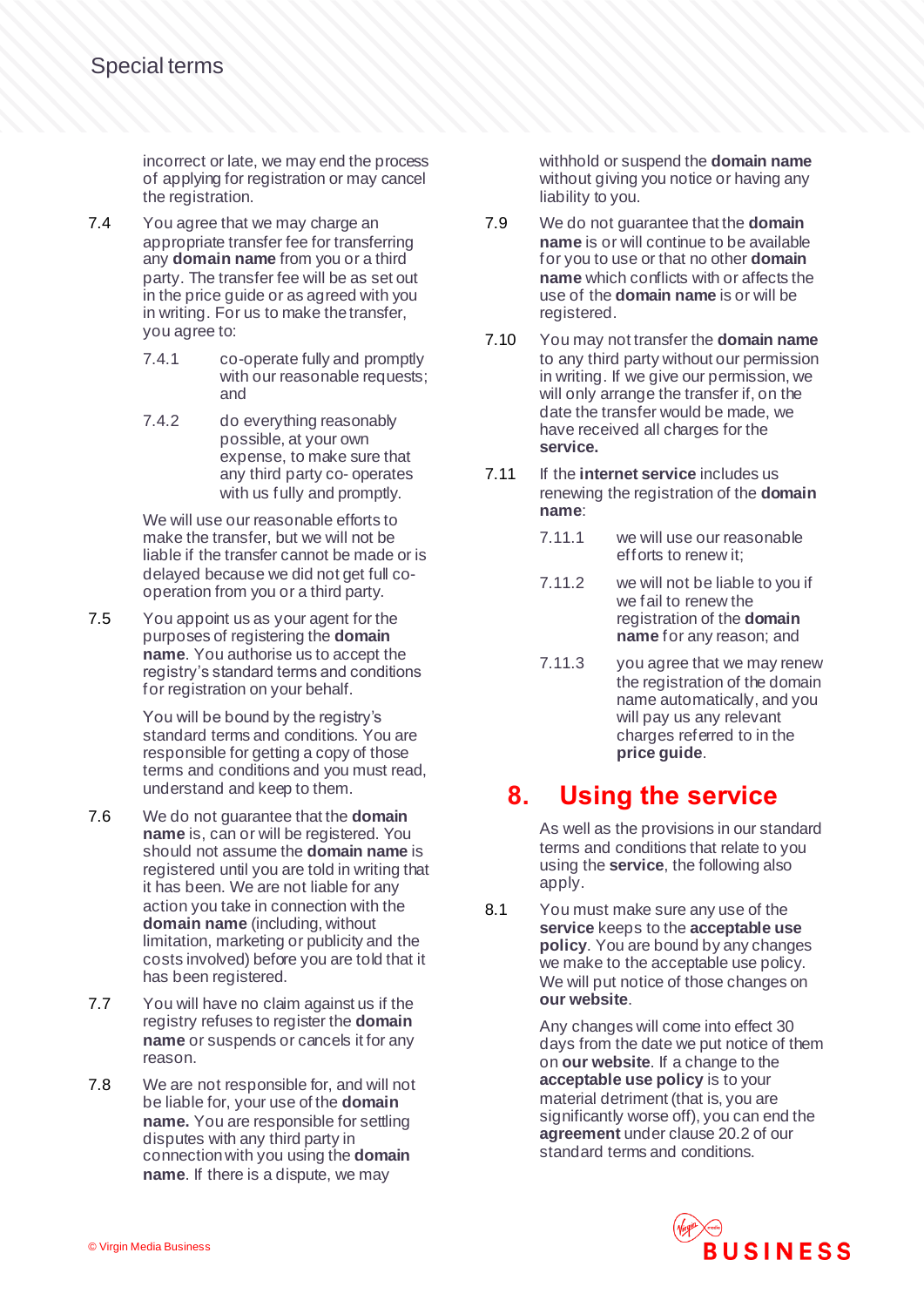incorrect or late, we may end the process of applying for registration or may cancel the registration.

7.4 You agree that we may charge an appropriate transfer fee for transferring any **domain name** from you or a third party. The transfer fee will be as set out in the price guide or as agreed with you in writing. For us to make the transfer, you agree to:

7.4.1 co-operate fully and promptly with our reasonable requests; and

7.4.2 do everything reasonably possible, at your own expense, to make sure that any third party co- operates with us fully and promptly.

We will use our reasonable efforts to make the transfer, but we will not be liable if the transfer cannot be made or is delayed because we did not get full co-operation from you or a third party.

7.5 You appoint us as your agent for the purposes of registering the **domain name**. You authorise us to accept the registry's standard terms and conditions for registration on your behalf.

You will be bound by the registry's standard terms and conditions. You are responsible for getting a copy of those terms and conditions and you must read, understand and keep to them.

7.6 We do not guarantee that the **domain name** is, can or will be registered. You should not assume the **domain name** is registered until you are told in writing that it has been. We are not liable for any action you take in connection with the **domain name** (including, without limitation, marketing or publicity and the costs involved) before you are told that it has been registered.

7.7 You will have no claim against us if the registry refuses to register the **domain name** or suspends or cancels it for any reason.

7.8 We are not responsible for, and will not be liable for, your use of the **domain name.** You are responsible for settling disputes with any third party in connection with you using the **domain name**. If there is a dispute, we may withhold or suspend the **domain name** without giving you notice or having any liability to you.

7.9 We do not guarantee that the **domain name** is or will continue to be available for you to use or that no other **domain name** which conflicts with or affects the use of the **domain name** is or will be registered.

7.10 You may not transfer the **domain name** to any third party without our permission in writing. If we give our permission, we will only arrange the transfer if, on the date the transfer would be made, we have received all charges for the **service.**

7.11 If the **internet service** includes us renewing the registration of the **domain name**:

7.11.1 we will use our reasonable efforts to renew it;

7.11.2 we will not be liable to you if we fail to renew the registration of the **domain name** for any reason; and

7.11.3 you agree that we may renew the registration of the domain name automatically, and you will pay us any relevant charges referred to in the **price guide**.

## 8. Using the service

As well as the provisions in our standard terms and conditions that relate to you using the **service**, the following also apply.

8.1 You must make sure any use of the **service** keeps to the **acceptable use policy**. You are bound by any changes we make to the acceptable use policy. We will put notice of those changes on **our website**.

Any changes will come into effect 30 days from the date we put notice of them on **our website**. If a change to the **acceptable use policy** is to your material detriment (that is, you are significantly worse off), you can end the **agreement** under clause 20.2 of our standard terms and conditions.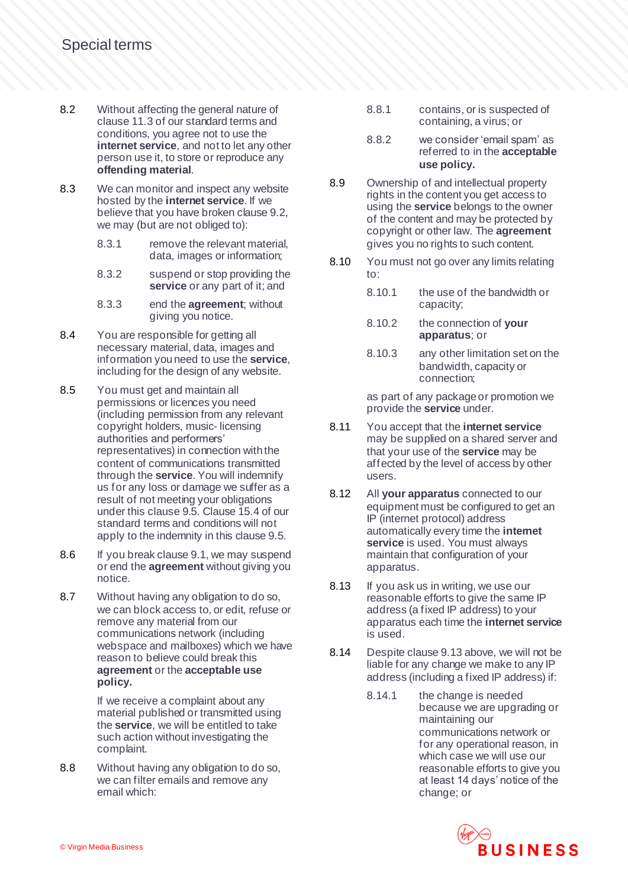8.2 Without affecting the general nature of clause 11.3 of our standard terms and conditions, you agree not to use the **internet service**, and not to let any other person use it, to store or reproduce any **offending material**.

8.3 We can monitor and inspect any website hosted by the **internet service**. If we believe that you have broken clause 9.2, we may (but are not obliged to):

8.3.1 remove the relevant material, data, images or information;

8.3.2 suspend or stop providing the **service** or any part of it; and

8.3.3 end the **agreement**; without giving you notice.

8.4 You are responsible for getting all necessary material, data, images and information you need to use the **service**, including for the design of any website.

8.5 You must get and maintain all permissions or licences you need (including permission from any relevant copyright holders, music- licensing authorities and performers' representatives) in connection with the content of communications transmitted through the **service**. You will indemnify us for any loss or damage we suffer as a result of not meeting your obligations under this clause 9.5. Clause 15.4 of our standard terms and conditions will not apply to the indemnity in this clause 9.5.

8.6 If you break clause 9.1, we may suspend or end the **agreement** without giving you notice.

8.7 Without having any obligation to do so, we can block access to, or edit, refuse or remove any material from our communications network (including webspace and mailboxes) which we have reason to believe could break this **agreement** or the **acceptable use policy.**

If we receive a complaint about any material published or transmitted using the **service**, we will be entitled to take such action without investigating the complaint.

8.8 Without having any obligation to do so, we can filter emails and remove any email which:

8.8.1 contains, or is suspected of containing, a virus; or

8.8.2 we consider 'email spam' as referred to in the **acceptable use policy.**

8.9 Ownership of and intellectual property rights in the content you get access to using the **service** belongs to the owner of the content and may be protected by copyright or other law. The **agreement** gives you no rights to such content.

8.10 You must not go over any limits relating to:

8.10.1 the use of the bandwidth or capacity;

8.10.2 the connection of **your apparatus**; or

8.10.3 any other limitation set on the bandwidth, capacity or connection;

as part of any package or promotion we provide the **service** under.

8.11 You accept that the **internet service** may be supplied on a shared server and that your use of the **service** may be affected by the level of access by other users.

8.12 All **your apparatus** connected to our equipment must be configured to get an IP (internet protocol) address automatically every time the **internet service** is used. You must always maintain that configuration of your apparatus.

8.13 If you ask us in writing, we use our reasonable efforts to give the same IP address (a fixed IP address) to your apparatus each time the **internet service** is used.

8.14 Despite clause 9.13 above, we will not be liable for any change we make to any IP address (including a fixed IP address) if:

8.14.1 the change is needed because we are upgrading or maintaining our communications network or for any operational reason, in which case we will use our reasonable efforts to give you at least 14 days' notice of the change; or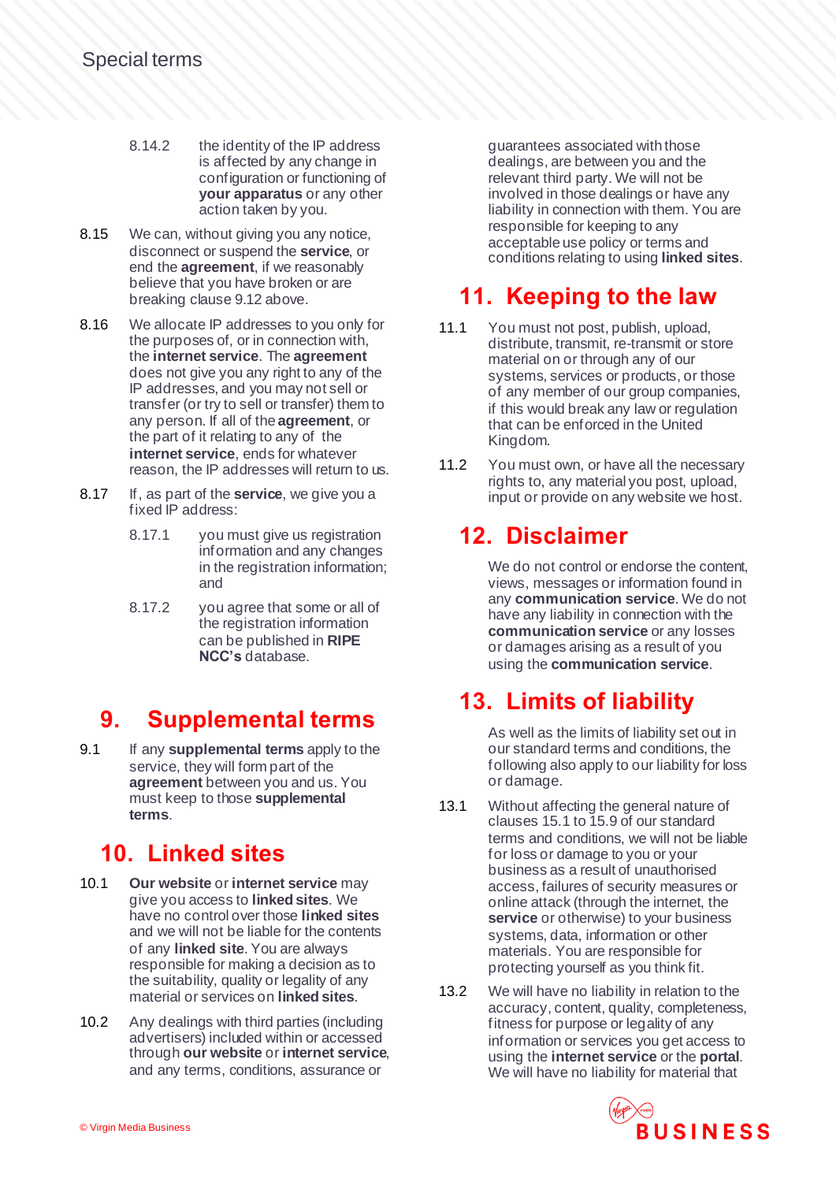8.14.2 the identity of the IP address is affected by any change in configuration or functioning of **your apparatus** or any other action taken by you.

8.15 We can, without giving you any notice, disconnect or suspend the **service**, or end the **agreement**, if we reasonably believe that you have broken or are breaking clause 9.12 above.

8.16 We allocate IP addresses to you only for the purposes of, or in connection with, the **internet service**. The **agreement** does not give you any right to any of the IP addresses, and you may not sell or transfer (or try to sell or transfer) them to any person. If all of the **agreement**, or the part of it relating to any of the **internet service**, ends for whatever reason, the IP addresses will return to us.

8.17 If, as part of the **service**, we give you a fixed IP address:

8.17.1 you must give us registration information and any changes in the registration information; and

8.17.2 you agree that some or all of the registration information can be published in **RIPE NCC's** database.

## 9. Supplemental terms

9.1 If any **supplemental terms** apply to the service, they will form part of the **agreement** between you and us. You must keep to those **supplemental terms**.

## 10. Linked sites

10.1 **Our website** or **internet service** may give you access to **linked sites**. We have no control over those **linked sites** and we will not be liable for the contents of any **linked site**. You are always responsible for making a decision as to the suitability, quality or legality of any material or services on **linked sites**.

10.2 Any dealings with third parties (including advertisers) included within or accessed through **our website** or **internet service**, and any terms, conditions, assurance or guarantees associated with those dealings, are between you and the relevant third party. We will not be involved in those dealings or have any liability in connection with them. You are responsible for keeping to any acceptable use policy or terms and conditions relating to using **linked sites**.

## 11. Keeping to the law

11.1 You must not post, publish, upload, distribute, transmit, re-transmit or store material on or through any of our systems, services or products, or those of any member of our group companies, if this would break any law or regulation that can be enforced in the United Kingdom.

11.2 You must own, or have all the necessary rights to, any material you post, upload, input or provide on any website we host.

## 12. Disclaimer

We do not control or endorse the content, views, messages or information found in any **communication service**. We do not have any liability in connection with the **communication service** or any losses or damages arising as a result of you using the **communication service**.

## 13. Limits of liability

As well as the limits of liability set out in our standard terms and conditions, the following also apply to our liability for loss or damage.

13.1 Without affecting the general nature of clauses 15.1 to 15.9 of our standard terms and conditions, we will not be liable for loss or damage to you or your business as a result of unauthorised access, failures of security measures or online attack (through the internet, the **service** or otherwise) to your business systems, data, information or other materials. You are responsible for protecting yourself as you think fit.

13.2 We will have no liability in relation to the accuracy, content, quality, completeness, fitness for purpose or legality of any information or services you get access to using the **internet service** or the **portal**. We will have no liability for material that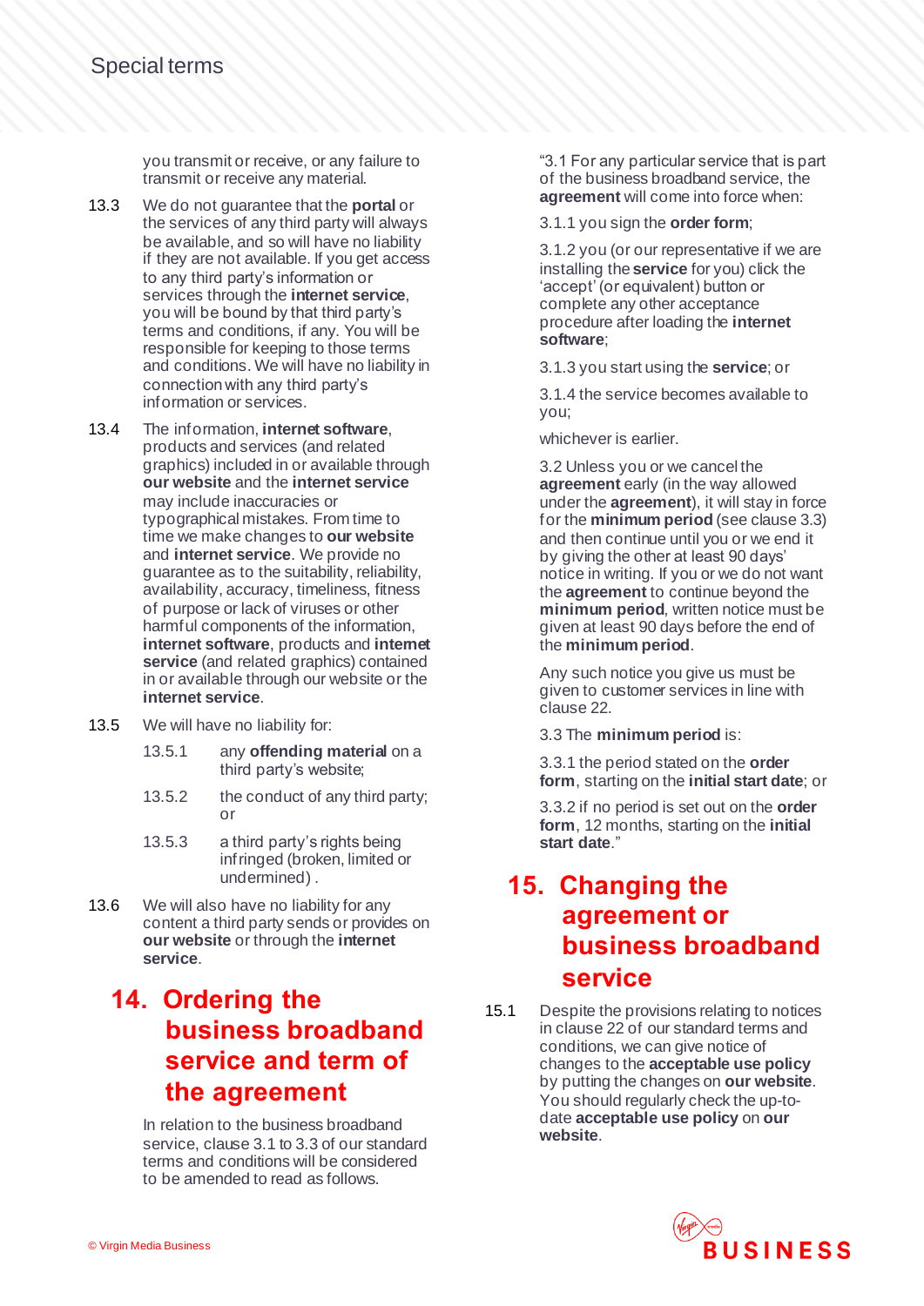you transmit or receive, or any failure to transmit or receive any material.

13.3 We do not guarantee that the **portal** or the services of any third party will always be available, and so will have no liability if they are not available. If you get access to any third party's information or services through the **internet service**, you will be bound by that third party's terms and conditions, if any. You will be responsible for keeping to those terms and conditions. We will have no liability in connection with any third party's information or services.

13.4 The information, **internet software**, products and services (and related graphics) included in or available through **our website** and the **internet service** may include inaccuracies or typographical mistakes. From time to time we make changes to **our website** and **internet service**. We provide no guarantee as to the suitability, reliability, availability, accuracy, timeliness, fitness of purpose or lack of viruses or other harmful components of the information, **internet software**, products and **internet service** (and related graphics) contained in or available through our website or the **internet service**.

13.5 We will have no liability for:

13.5.1 any **offending material** on a third party's website;

13.5.2 the conduct of any third party; or

13.5.3 a third party's rights being infringed (broken, limited or undermined) .

13.6 We will also have no liability for any content a third party sends or provides on **our website** or through the **internet service**.

## 14. Ordering the business broadband service and term of the agreement

In relation to the business broadband service, clause 3.1 to 3.3 of our standard terms and conditions will be considered to be amended to read as follows.

"3.1 For any particular service that is part of the business broadband service, the **agreement** will come into force when:

3.1.1 you sign the **order form**;

3.1.2 you (or our representative if we are installing the **service** for you) click the 'accept' (or equivalent) button or complete any other acceptance procedure after loading the **internet software**;

3.1.3 you start using the **service**; or

3.1.4 the service becomes available to you;

whichever is earlier.

3.2 Unless you or we cancel the **agreement** early (in the way allowed under the **agreement**), it will stay in force for the **minimum period** (see clause 3.3) and then continue until you or we end it by giving the other at least 90 days' notice in writing. If you or we do not want the **agreement** to continue beyond the **minimum period**, written notice must be given at least 90 days before the end of the **minimum period**.

Any such notice you give us must be given to customer services in line with clause 22.

3.3 The **minimum period** is:

3.3.1 the period stated on the **order form**, starting on the **initial start date**; or

3.3.2 if no period is set out on the **order form**, 12 months, starting on the **initial start date**."

## 15. Changing the agreement or business broadband service

15.1 Despite the provisions relating to notices in clause 22 of our standard terms and conditions, we can give notice of changes to the **acceptable use policy** by putting the changes on **our website**. You should regularly check the up-to-date **acceptable use policy** on **our website**.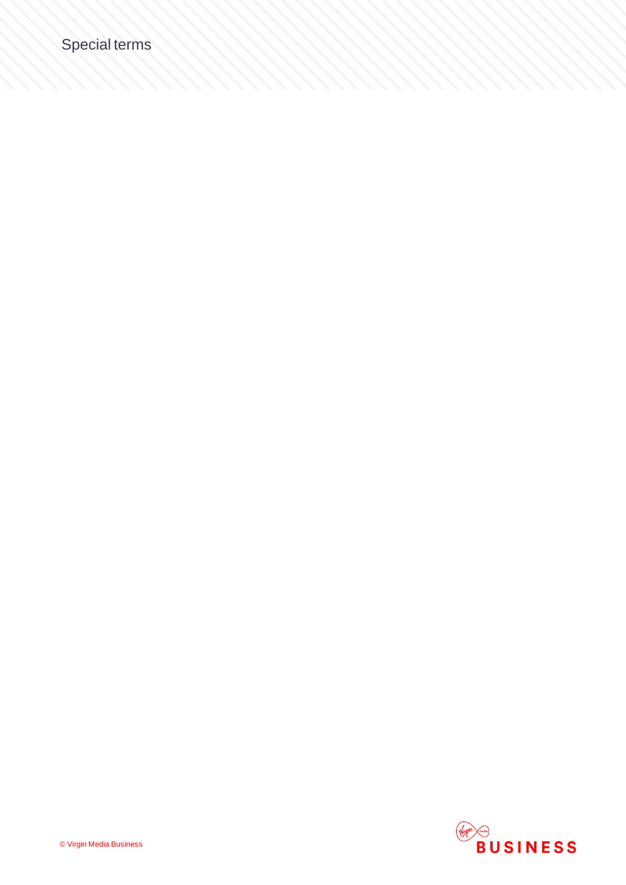# Special terms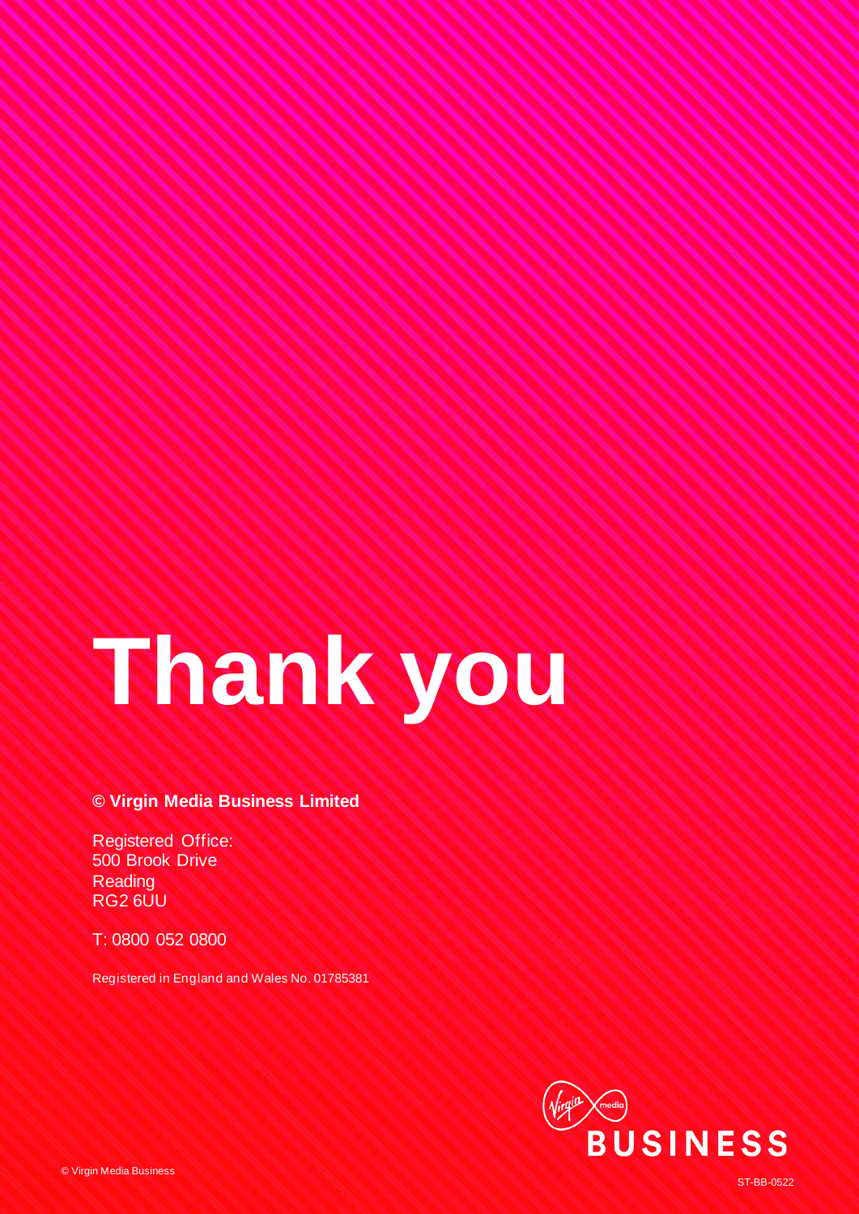# Thank you

**© Virgin Media Business Limited**

Registered Office:
500 Brook Drive
Reading
RG2 6UU

T: 0800 052 0800

Registered in England and Wales No. 01785381

BUSINESS

© Virgin Media Business

ST-BB-0522